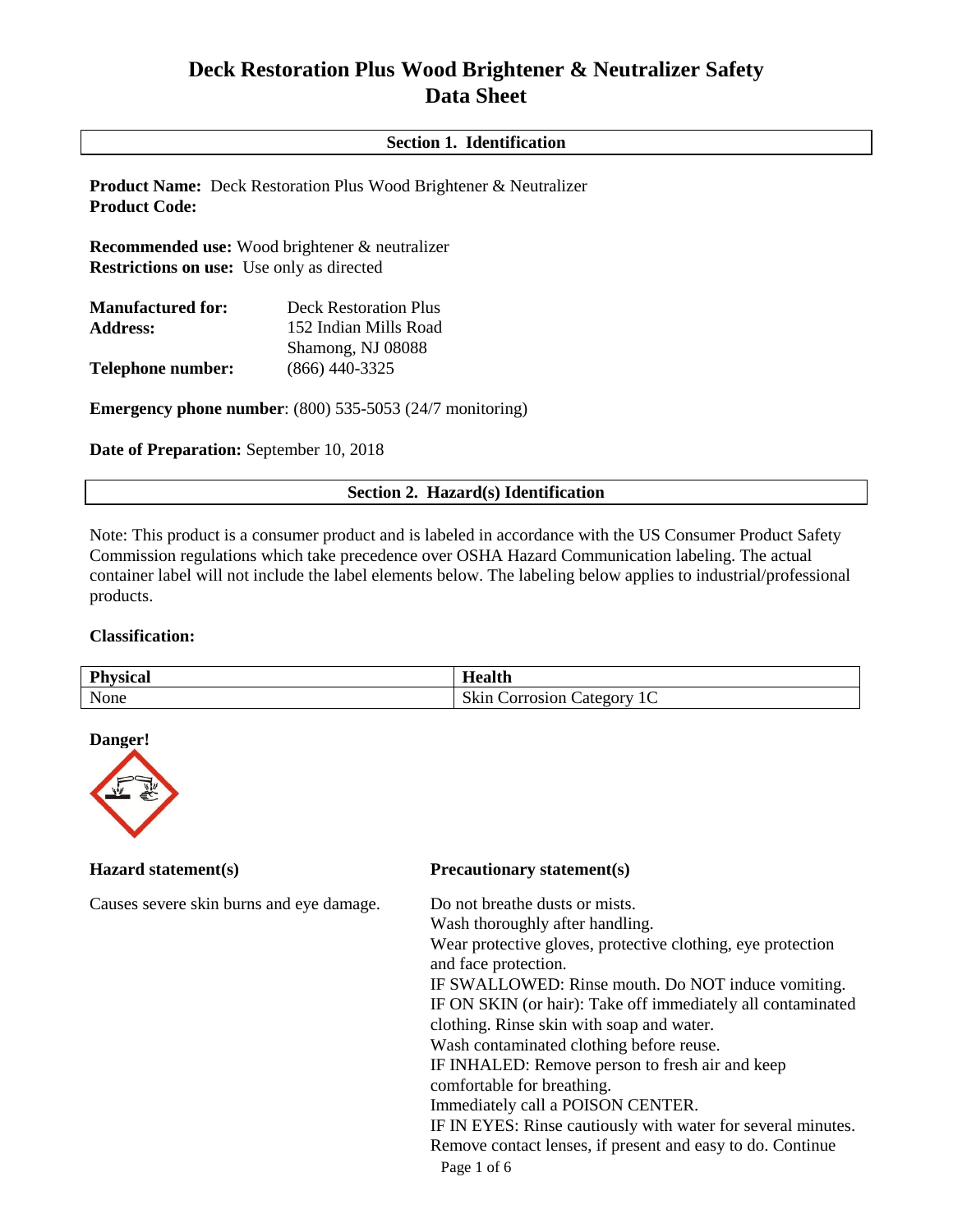# Deck Restoration Plus Wood Brightener & Neutralizer Safety Data Sheet

## Section 1. Identification

**Product Name:** Deck Restoration Plus Wood Brightener & Neutralizer
**Product Code:**

**Recommended use:** Wood brightener & neutralizer
**Restrictions on use:** Use only as directed

**Manufactured for:** Deck Restoration Plus
**Address:** 152 Indian Mills Road
Shamong, NJ 08088
**Telephone number:** (866) 440-3325

**Emergency phone number**: (800) 535-5053 (24/7 monitoring)

**Date of Preparation:** September 10, 2018

## Section 2. Hazard(s) Identification

Note: This product is a consumer product and is labeled in accordance with the US Consumer Product Safety Commission regulations which take precedence over OSHA Hazard Communication labeling. The actual container label will not include the label elements below. The labeling below applies to industrial/professional products.

**Classification:**

| Physical | Health |
|---|---|
| None | Skin Corrosion Category 1C |

**Danger!**

**Hazard statement(s)**

Causes severe skin burns and eye damage.

**Precautionary statement(s)**

Do not breathe dusts or mists.
Wash thoroughly after handling.
Wear protective gloves, protective clothing, eye protection and face protection.
IF SWALLOWED: Rinse mouth. Do NOT induce vomiting.
IF ON SKIN (or hair): Take off immediately all contaminated clothing. Rinse skin with soap and water.
Wash contaminated clothing before reuse.
IF INHALED: Remove person to fresh air and keep comfortable for breathing.
Immediately call a POISON CENTER.
IF IN EYES: Rinse cautiously with water for several minutes. Remove contact lenses, if present and easy to do. Continue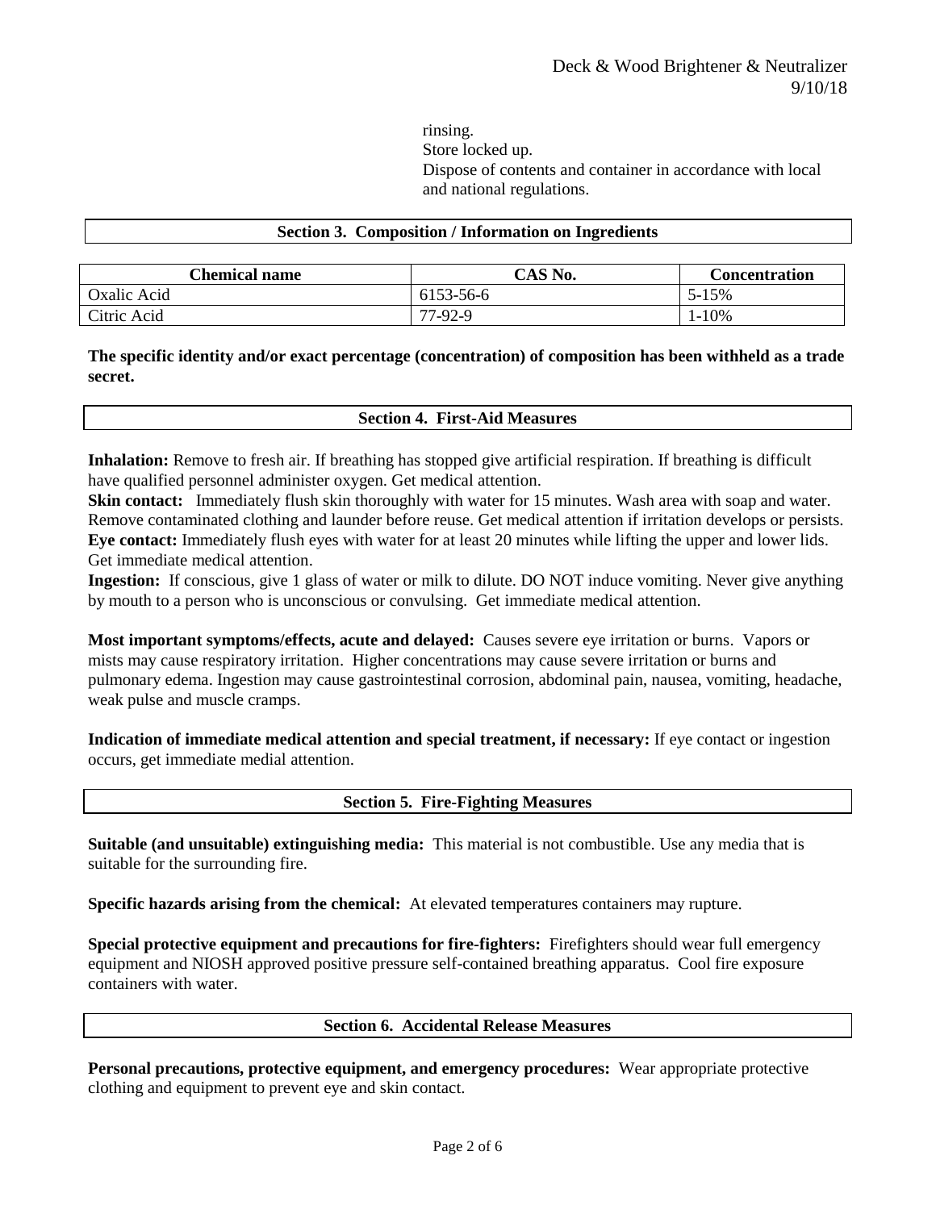rinsing.
Store locked up.
Dispose of contents and container in accordance with local and national regulations.

## Section 3. Composition / Information on Ingredients

| Chemical name | CAS No. | Concentration |
| --- | --- | --- |
| Oxalic Acid | 6153-56-6 | 5-15% |
| Citric Acid | 77-92-9 | 1-10% |

**The specific identity and/or exact percentage (concentration) of composition has been withheld as a trade secret.**

## Section 4. First-Aid Measures

**Inhalation:** Remove to fresh air. If breathing has stopped give artificial respiration. If breathing is difficult have qualified personnel administer oxygen. Get medical attention.
**Skin contact:** Immediately flush skin thoroughly with water for 15 minutes. Wash area with soap and water. Remove contaminated clothing and launder before reuse. Get medical attention if irritation develops or persists.
**Eye contact:** Immediately flush eyes with water for at least 20 minutes while lifting the upper and lower lids. Get immediate medical attention.
**Ingestion:** If conscious, give 1 glass of water or milk to dilute. DO NOT induce vomiting. Never give anything by mouth to a person who is unconscious or convulsing. Get immediate medical attention.

**Most important symptoms/effects, acute and delayed:** Causes severe eye irritation or burns. Vapors or mists may cause respiratory irritation. Higher concentrations may cause severe irritation or burns and pulmonary edema. Ingestion may cause gastrointestinal corrosion, abdominal pain, nausea, vomiting, headache, weak pulse and muscle cramps.

**Indication of immediate medical attention and special treatment, if necessary:** If eye contact or ingestion occurs, get immediate medial attention.

## Section 5. Fire-Fighting Measures

**Suitable (and unsuitable) extinguishing media:** This material is not combustible. Use any media that is suitable for the surrounding fire.

**Specific hazards arising from the chemical:** At elevated temperatures containers may rupture.

**Special protective equipment and precautions for fire-fighters:** Firefighters should wear full emergency equipment and NIOSH approved positive pressure self-contained breathing apparatus. Cool fire exposure containers with water.

## Section 6. Accidental Release Measures

**Personal precautions, protective equipment, and emergency procedures:** Wear appropriate protective clothing and equipment to prevent eye and skin contact.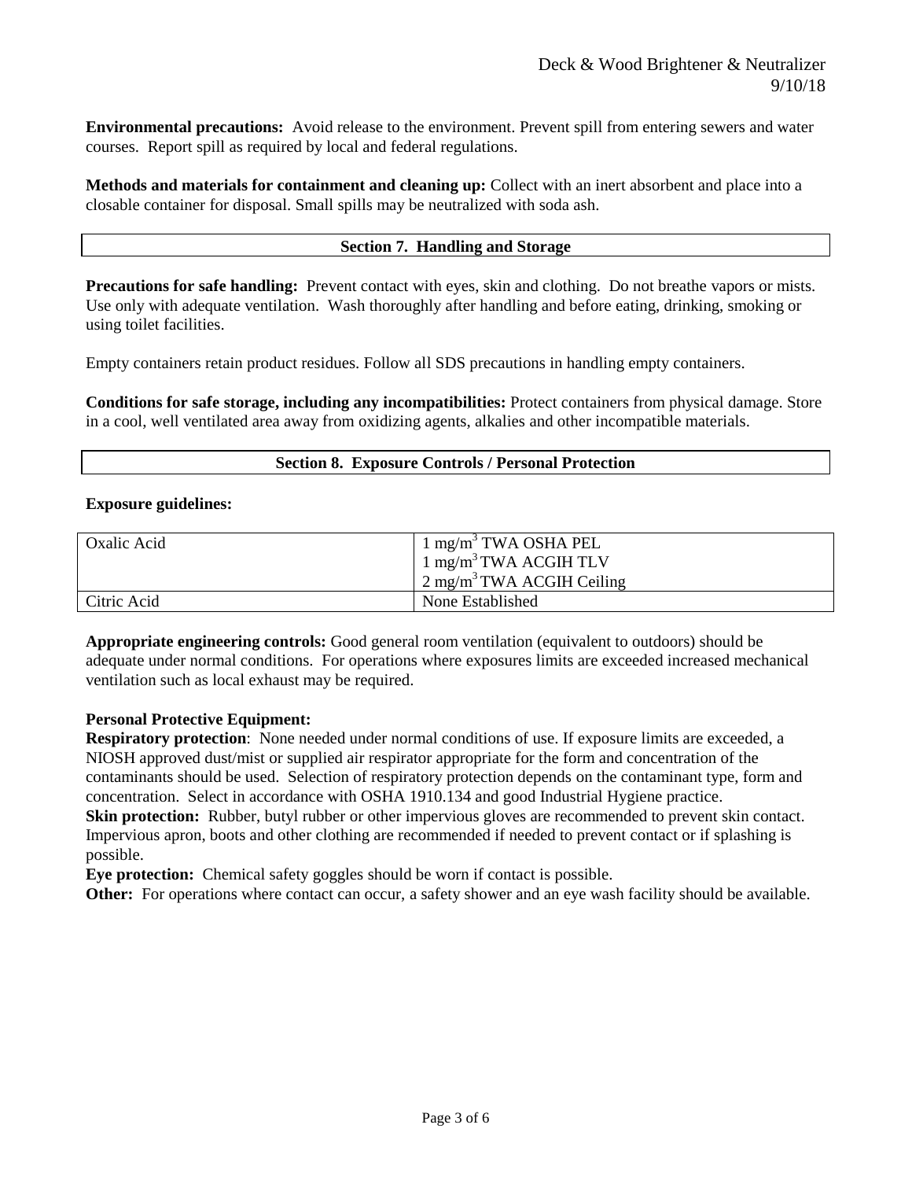**Environmental precautions:** Avoid release to the environment. Prevent spill from entering sewers and water courses. Report spill as required by local and federal regulations.

**Methods and materials for containment and cleaning up:** Collect with an inert absorbent and place into a closable container for disposal. Small spills may be neutralized with soda ash.

## Section 7. Handling and Storage

**Precautions for safe handling:** Prevent contact with eyes, skin and clothing. Do not breathe vapors or mists. Use only with adequate ventilation. Wash thoroughly after handling and before eating, drinking, smoking or using toilet facilities.

Empty containers retain product residues. Follow all SDS precautions in handling empty containers.

**Conditions for safe storage, including any incompatibilities:** Protect containers from physical damage. Store in a cool, well ventilated area away from oxidizing agents, alkalies and other incompatible materials.

## Section 8. Exposure Controls / Personal Protection

**Exposure guidelines:**

| Component | Exposure Limits |
|---|---|
| Oxalic Acid | 1 $mg/m^3$ TWA OSHA PEL<br>1 $mg/m^3$ TWA ACGIH TLV<br>2 $mg/m^3$ TWA ACGIH Ceiling |
| Citric Acid | None Established |

**Appropriate engineering controls:** Good general room ventilation (equivalent to outdoors) should be adequate under normal conditions. For operations where exposures limits are exceeded increased mechanical ventilation such as local exhaust may be required.

**Personal Protective Equipment:**
**Respiratory protection**: None needed under normal conditions of use. If exposure limits are exceeded, a NIOSH approved dust/mist or supplied air respirator appropriate for the form and concentration of the contaminants should be used. Selection of respiratory protection depends on the contaminant type, form and concentration. Select in accordance with OSHA 1910.134 and good Industrial Hygiene practice.
**Skin protection:** Rubber, butyl rubber or other impervious gloves are recommended to prevent skin contact. Impervious apron, boots and other clothing are recommended if needed to prevent contact or if splashing is possible.
**Eye protection:** Chemical safety goggles should be worn if contact is possible.
**Other:** For operations where contact can occur, a safety shower and an eye wash facility should be available.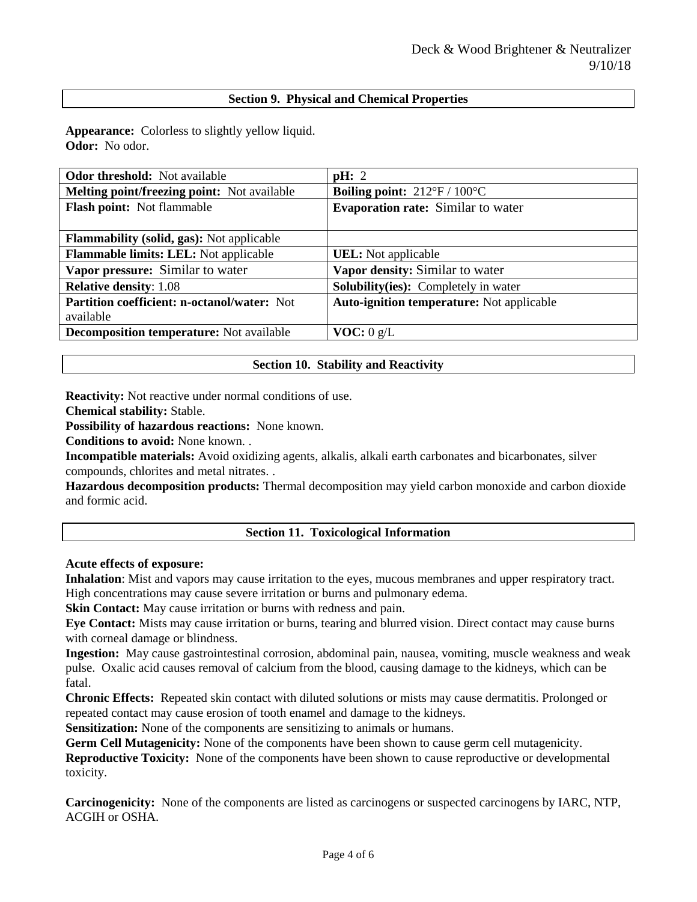## Section 9. Physical and Chemical Properties

**Appearance:** Colorless to slightly yellow liquid.
**Odor:** No odor.

| | |
|---|---|
| **Odor threshold:** Not available | **pH:** 2 |
| **Melting point/freezing point:** Not available | **Boiling point:** 212°F / 100°C |
| **Flash point:** Not flammable | **Evaporation rate:** Similar to water |
| **Flammability (solid, gas):** Not applicable | |
| **Flammable limits: LEL:** Not applicable | **UEL:** Not applicable |
| **Vapor pressure:** Similar to water | **Vapor density:** Similar to water |
| **Relative density**: 1.08 | **Solubility(ies):** Completely in water |
| **Partition coefficient: n-octanol/water:** Not available | **Auto-ignition temperature:** Not applicable |
| **Decomposition temperature:** Not available | **VOC:** 0 g/L |

## Section 10. Stability and Reactivity

**Reactivity:** Not reactive under normal conditions of use.
**Chemical stability:** Stable.
**Possibility of hazardous reactions:** None known.
**Conditions to avoid:** None known. .
**Incompatible materials:** Avoid oxidizing agents, alkalis, alkali earth carbonates and bicarbonates, silver compounds, chlorites and metal nitrates. .
**Hazardous decomposition products:** Thermal decomposition may yield carbon monoxide and carbon dioxide and formic acid.

## Section 11. Toxicological Information

**Acute effects of exposure:**
**Inhalation**: Mist and vapors may cause irritation to the eyes, mucous membranes and upper respiratory tract. High concentrations may cause severe irritation or burns and pulmonary edema.
**Skin Contact:** May cause irritation or burns with redness and pain.
**Eye Contact:** Mists may cause irritation or burns, tearing and blurred vision. Direct contact may cause burns with corneal damage or blindness.
**Ingestion:** May cause gastrointestinal corrosion, abdominal pain, nausea, vomiting, muscle weakness and weak pulse. Oxalic acid causes removal of calcium from the blood, causing damage to the kidneys, which can be fatal.
**Chronic Effects:** Repeated skin contact with diluted solutions or mists may cause dermatitis. Prolonged or repeated contact may cause erosion of tooth enamel and damage to the kidneys.
**Sensitization:** None of the components are sensitizing to animals or humans.
**Germ Cell Mutagenicity:** None of the components have been shown to cause germ cell mutagenicity.
**Reproductive Toxicity:** None of the components have been shown to cause reproductive or developmental toxicity.

**Carcinogenicity:** None of the components are listed as carcinogens or suspected carcinogens by IARC, NTP, ACGIH or OSHA.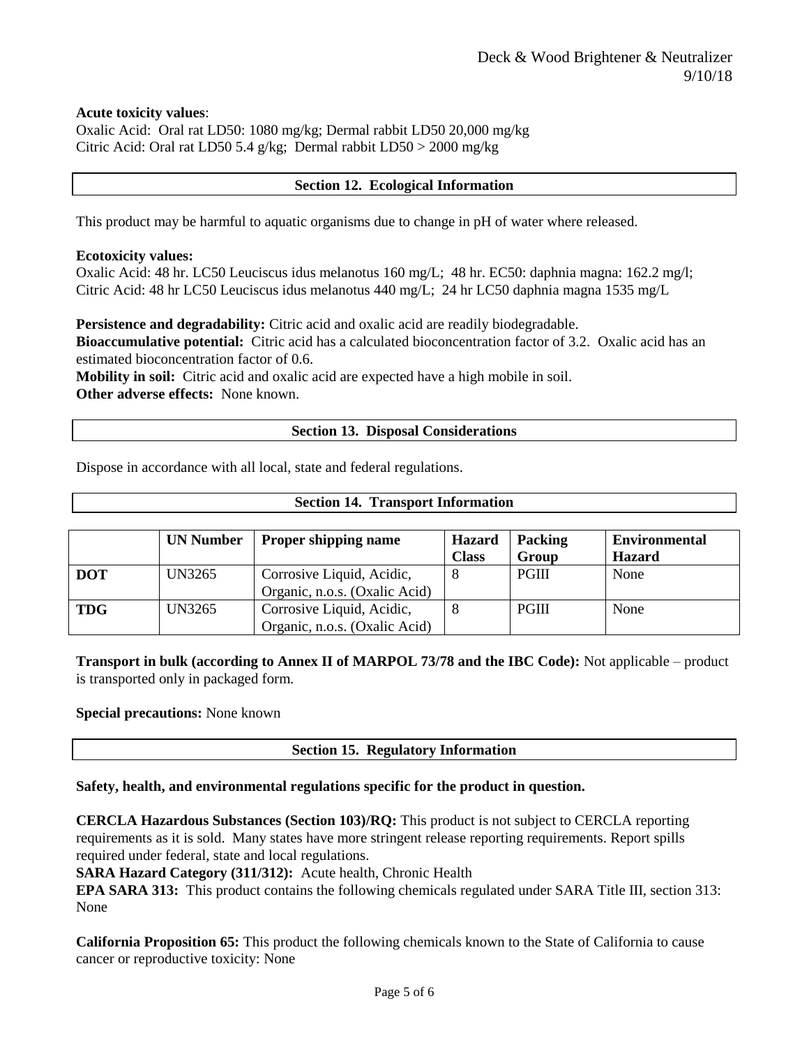**Acute toxicity values**:
Oxalic Acid: Oral rat LD50: 1080 mg/kg; Dermal rabbit LD50 20,000 mg/kg
Citric Acid: Oral rat LD50 5.4 g/kg; Dermal rabbit LD50 > 2000 mg/kg

## Section 12. Ecological Information

This product may be harmful to aquatic organisms due to change in pH of water where released.

**Ecotoxicity values:**
Oxalic Acid: 48 hr. LC50 Leuciscus idus melanotus 160 mg/L; 48 hr. EC50: daphnia magna: 162.2 mg/l;
Citric Acid: 48 hr LC50 Leuciscus idus melanotus 440 mg/L; 24 hr LC50 daphnia magna 1535 mg/L

**Persistence and degradability:** Citric acid and oxalic acid are readily biodegradable.
**Bioaccumulative potential:** Citric acid has a calculated bioconcentration factor of 3.2. Oxalic acid has an estimated bioconcentration factor of 0.6.
**Mobility in soil:** Citric acid and oxalic acid are expected have a high mobile in soil.
**Other adverse effects:** None known.

## Section 13. Disposal Considerations

Dispose in accordance with all local, state and federal regulations.

## Section 14. Transport Information

| | UN Number | Proper shipping name | Hazard Class | Packing Group | Environmental Hazard |
|---|---|---|---|---|---|
| **DOT** | UN3265 | Corrosive Liquid, Acidic, Organic, n.o.s. (Oxalic Acid) | 8 | PGIII | None |
| **TDG** | UN3265 | Corrosive Liquid, Acidic, Organic, n.o.s. (Oxalic Acid) | 8 | PGIII | None |

**Transport in bulk (according to Annex II of MARPOL 73/78 and the IBC Code):** Not applicable – product is transported only in packaged form.

**Special precautions:** None known

## Section 15. Regulatory Information

**Safety, health, and environmental regulations specific for the product in question.**

**CERCLA Hazardous Substances (Section 103)/RQ:** This product is not subject to CERCLA reporting requirements as it is sold. Many states have more stringent release reporting requirements. Report spills required under federal, state and local regulations.
**SARA Hazard Category (311/312):** Acute health, Chronic Health
**EPA SARA 313:** This product contains the following chemicals regulated under SARA Title III, section 313: None

**California Proposition 65:** This product the following chemicals known to the State of California to cause cancer or reproductive toxicity: None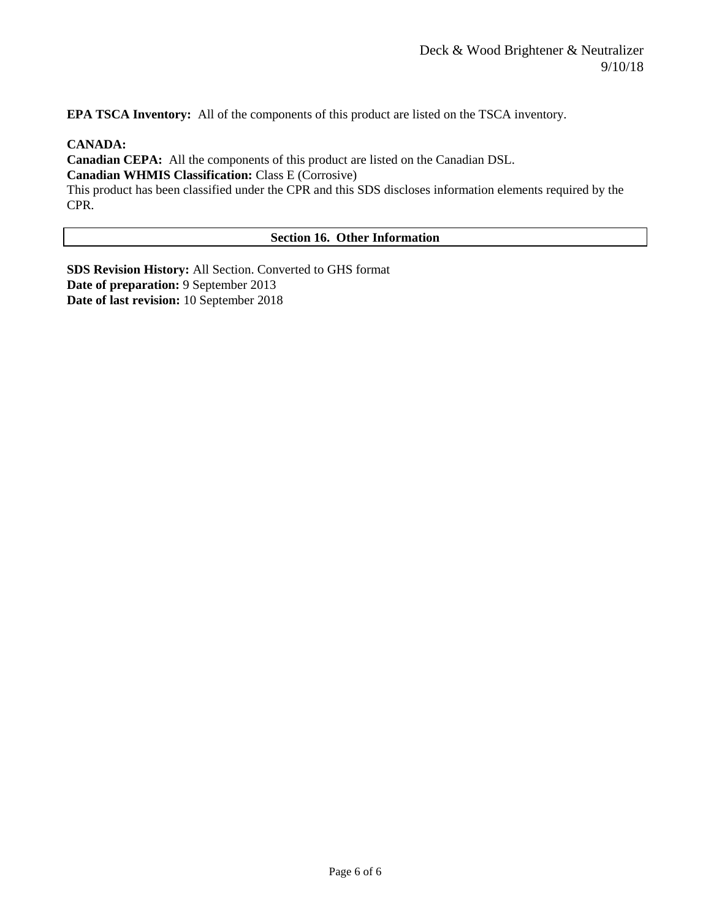**EPA TSCA Inventory:** All of the components of this product are listed on the TSCA inventory.

**CANADA:**
**Canadian CEPA:** All the components of this product are listed on the Canadian DSL.
**Canadian WHMIS Classification:** Class E (Corrosive)
This product has been classified under the CPR and this SDS discloses information elements required by the CPR.

## Section 16. Other Information

**SDS Revision History:** All Section. Converted to GHS format
**Date of preparation:** 9 September 2013
**Date of last revision:** 10 September 2018